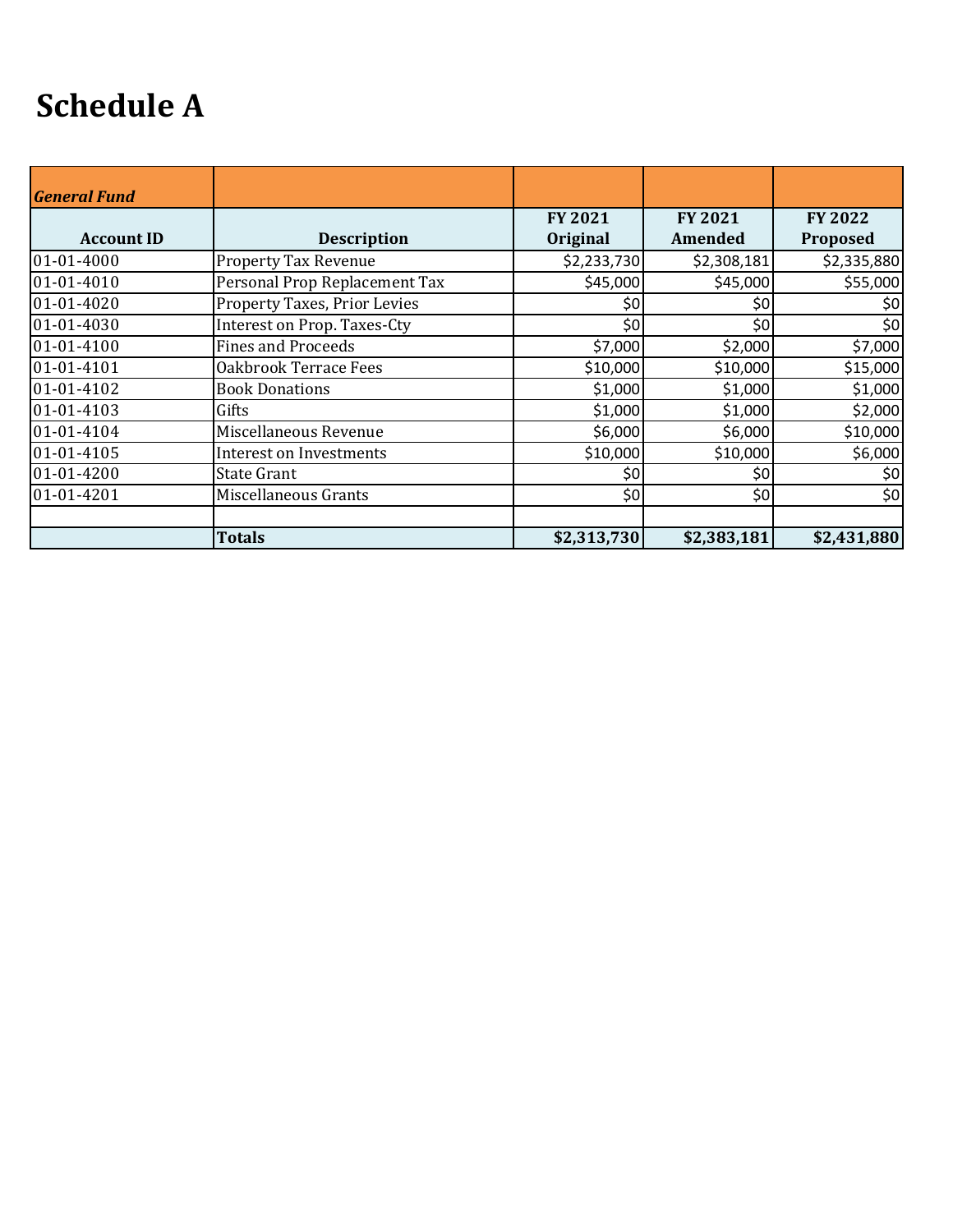# Schedule A

| *General Fund* | | | | |
|---|---|---|---|---|
| **Account ID** | **Description** | **FY 2021 Original** | **FY 2021 Amended** | **FY 2022 Proposed** |
| 01-01-4000 | Property Tax Revenue | $2,233,730 | $2,308,181 | $2,335,880 |
| 01-01-4010 | Personal Prop Replacement Tax | $45,000 | $45,000 | $55,000 |
| 01-01-4020 | Property Taxes, Prior Levies | $0 | $0 | $0 |
| 01-01-4030 | Interest on Prop. Taxes-Cty | $0 | $0 | $0 |
| 01-01-4100 | Fines and Proceeds | $7,000 | $2,000 | $7,000 |
| 01-01-4101 | Oakbrook Terrace Fees | $10,000 | $10,000 | $15,000 |
| 01-01-4102 | Book Donations | $1,000 | $1,000 | $1,000 |
| 01-01-4103 | Gifts | $1,000 | $1,000 | $2,000 |
| 01-01-4104 | Miscellaneous Revenue | $6,000 | $6,000 | $10,000 |
| 01-01-4105 | Interest on Investments | $10,000 | $10,000 | $6,000 |
| 01-01-4200 | State Grant | $0 | $0 | $0 |
| 01-01-4201 | Miscellaneous Grants | $0 | $0 | $0 |
| | | | | |
| | **Totals** | **$2,313,730** | **$2,383,181** | **$2,431,880** |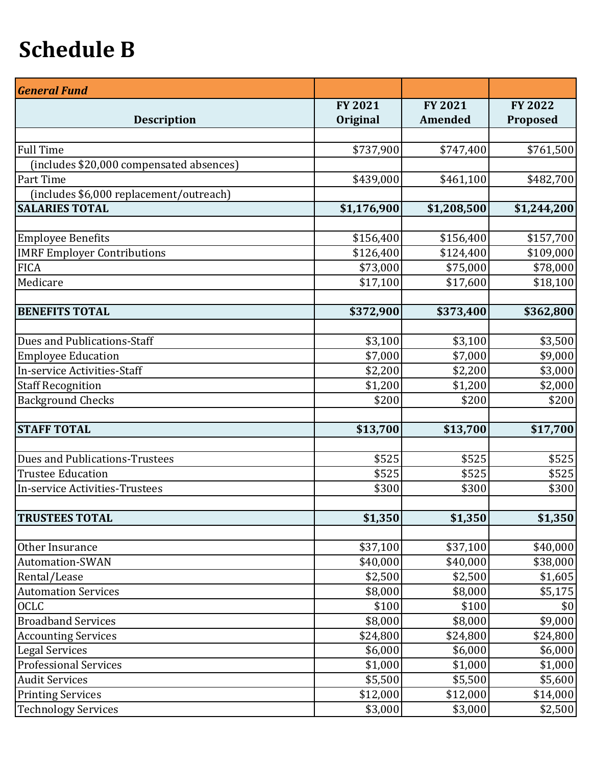# Schedule B

| *General Fund* | | | |
|---|---|---|---|
| **Description** | **FY 2021 Original** | **FY 2021 Amended** | **FY 2022 Proposed** |
| | | | |
| Full Time | $737,900 | $747,400 | $761,500 |
| (includes $20,000 compensated absences) | | | |
| Part Time | $439,000 | $461,100 | $482,700 |
| (includes $6,000 replacement/outreach) | | | |
| **SALARIES TOTAL** | **$1,176,900** | **$1,208,500** | **$1,244,200** |
| | | | |
| Employee Benefits | $156,400 | $156,400 | $157,700 |
| IMRF Employer Contributions | $126,400 | $124,400 | $109,000 |
| FICA | $73,000 | $75,000 | $78,000 |
| Medicare | $17,100 | $17,600 | $18,100 |
| | | | |
| **BENEFITS TOTAL** | **$372,900** | **$373,400** | **$362,800** |
| | | | |
| Dues and Publications-Staff | $3,100 | $3,100 | $3,500 |
| Employee Education | $7,000 | $7,000 | $9,000 |
| In-service Activities-Staff | $2,200 | $2,200 | $3,000 |
| Staff Recognition | $1,200 | $1,200 | $2,000 |
| Background Checks | $200 | $200 | $200 |
| | | | |
| **STAFF TOTAL** | **$13,700** | **$13,700** | **$17,700** |
| | | | |
| Dues and Publications-Trustees | $525 | $525 | $525 |
| Trustee Education | $525 | $525 | $525 |
| In-service Activities-Trustees | $300 | $300 | $300 |
| | | | |
| **TRUSTEES TOTAL** | **$1,350** | **$1,350** | **$1,350** |
| | | | |
| Other Insurance | $37,100 | $37,100 | $40,000 |
| Automation-SWAN | $40,000 | $40,000 | $38,000 |
| Rental/Lease | $2,500 | $2,500 | $1,605 |
| Automation Services | $8,000 | $8,000 | $5,175 |
| OCLC | $100 | $100 | $0 |
| Broadband Services | $8,000 | $8,000 | $9,000 |
| Accounting Services | $24,800 | $24,800 | $24,800 |
| Legal Services | $6,000 | $6,000 | $6,000 |
| Professional Services | $1,000 | $1,000 | $1,000 |
| Audit Services | $5,500 | $5,500 | $5,600 |
| Printing Services | $12,000 | $12,000 | $14,000 |
| Technology Services | $3,000 | $3,000 | $2,500 |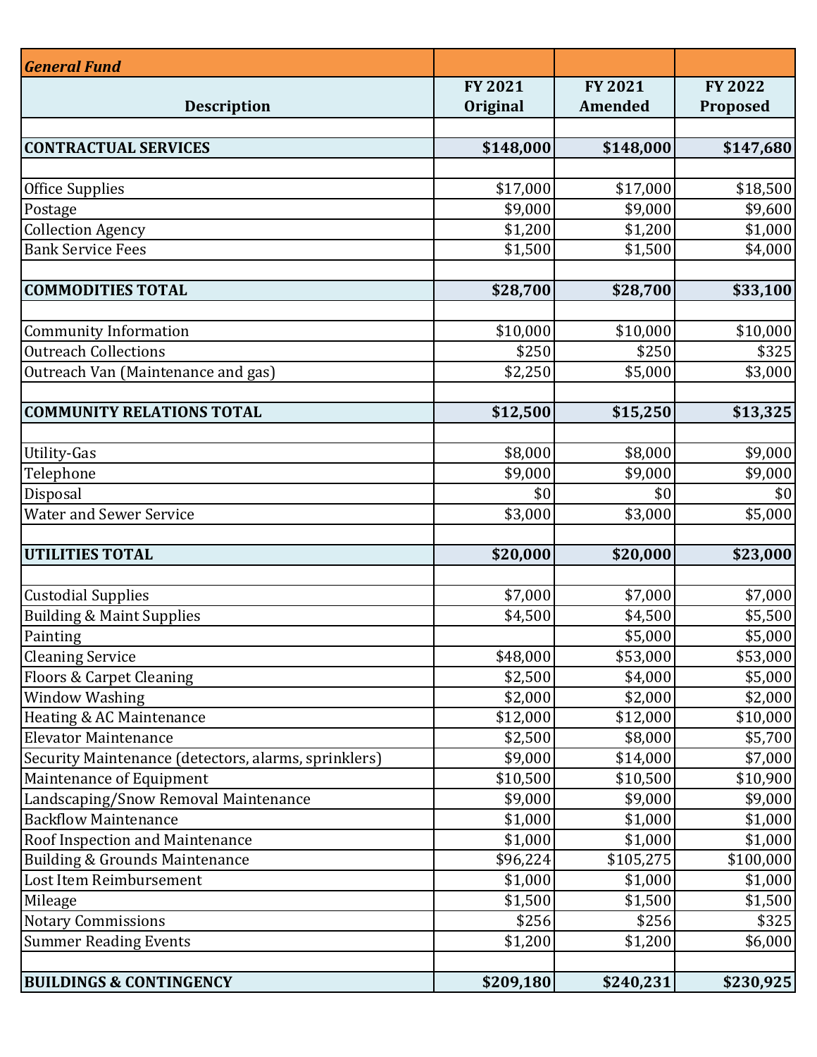| *General Fund* | | | |
|---|---|---|---|
| **Description** | **FY 2021 Original** | **FY 2021 Amended** | **FY 2022 Proposed** |
| | | | |
| **CONTRACTUAL SERVICES** | **$148,000** | **$148,000** | **$147,680** |
| | | | |
| Office Supplies | $17,000 | $17,000 | $18,500 |
| Postage | $9,000 | $9,000 | $9,600 |
| Collection Agency | $1,200 | $1,200 | $1,000 |
| Bank Service Fees | $1,500 | $1,500 | $4,000 |
| | | | |
| **COMMODITIES TOTAL** | **$28,700** | **$28,700** | **$33,100** |
| | | | |
| Community Information | $10,000 | $10,000 | $10,000 |
| Outreach Collections | $250 | $250 | $325 |
| Outreach Van (Maintenance and gas) | $2,250 | $5,000 | $3,000 |
| | | | |
| **COMMUNITY RELATIONS TOTAL** | **$12,500** | **$15,250** | **$13,325** |
| | | | |
| Utility-Gas | $8,000 | $8,000 | $9,000 |
| Telephone | $9,000 | $9,000 | $9,000 |
| Disposal | $0 | $0 | $0 |
| Water and Sewer Service | $3,000 | $3,000 | $5,000 |
| | | | |
| **UTILITIES TOTAL** | **$20,000** | **$20,000** | **$23,000** |
| | | | |
| Custodial Supplies | $7,000 | $7,000 | $7,000 |
| Building & Maint Supplies | $4,500 | $4,500 | $5,500 |
| Painting | | $5,000 | $5,000 |
| Cleaning Service | $48,000 | $53,000 | $53,000 |
| Floors & Carpet Cleaning | $2,500 | $4,000 | $5,000 |
| Window Washing | $2,000 | $2,000 | $2,000 |
| Heating & AC Maintenance | $12,000 | $12,000 | $10,000 |
| Elevator Maintenance | $2,500 | $8,000 | $5,700 |
| Security Maintenance (detectors, alarms, sprinklers) | $9,000 | $14,000 | $7,000 |
| Maintenance of Equipment | $10,500 | $10,500 | $10,900 |
| Landscaping/Snow Removal Maintenance | $9,000 | $9,000 | $9,000 |
| Backflow Maintenance | $1,000 | $1,000 | $1,000 |
| Roof Inspection and Maintenance | $1,000 | $1,000 | $1,000 |
| Building & Grounds Maintenance | $96,224 | $105,275 | $100,000 |
| Lost Item Reimbursement | $1,000 | $1,000 | $1,000 |
| Mileage | $1,500 | $1,500 | $1,500 |
| Notary Commissions | $256 | $256 | $325 |
| Summer Reading Events | $1,200 | $1,200 | $6,000 |
| | | | |
| **BUILDINGS & CONTINGENCY** | **$209,180** | **$240,231** | **$230,925** |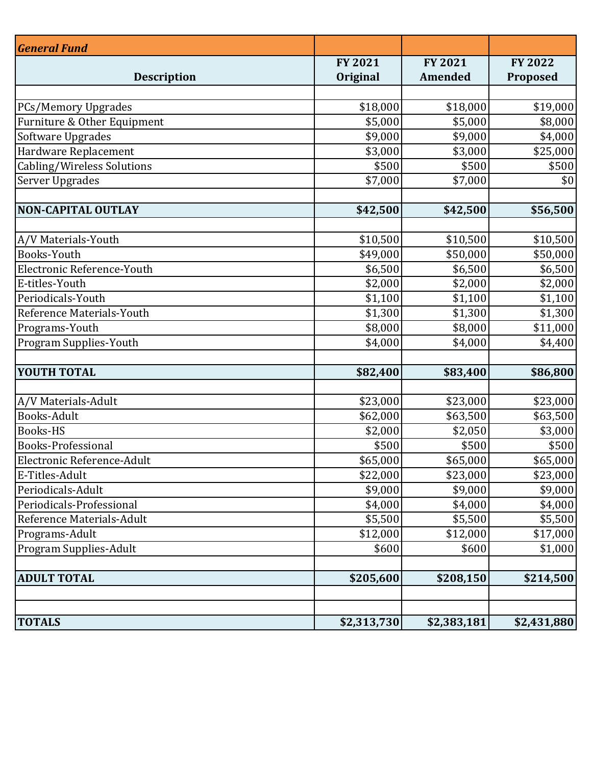| *General Fund* | | | |
|---|---|---|---|
| **Description** | **FY 2021 Original** | **FY 2021 Amended** | **FY 2022 Proposed** |
| | | | |
| PCs/Memory Upgrades | $18,000 | $18,000 | $19,000 |
| Furniture & Other Equipment | $5,000 | $5,000 | $8,000 |
| Software Upgrades | $9,000 | $9,000 | $4,000 |
| Hardware Replacement | $3,000 | $3,000 | $25,000 |
| Cabling/Wireless Solutions | $500 | $500 | $500 |
| Server Upgrades | $7,000 | $7,000 | $0 |
| | | | |
| **NON-CAPITAL OUTLAY** | **$42,500** | **$42,500** | **$56,500** |
| | | | |
| A/V Materials-Youth | $10,500 | $10,500 | $10,500 |
| Books-Youth | $49,000 | $50,000 | $50,000 |
| Electronic Reference-Youth | $6,500 | $6,500 | $6,500 |
| E-titles-Youth | $2,000 | $2,000 | $2,000 |
| Periodicals-Youth | $1,100 | $1,100 | $1,100 |
| Reference Materials-Youth | $1,300 | $1,300 | $1,300 |
| Programs-Youth | $8,000 | $8,000 | $11,000 |
| Program Supplies-Youth | $4,000 | $4,000 | $4,400 |
| | | | |
| **YOUTH TOTAL** | **$82,400** | **$83,400** | **$86,800** |
| | | | |
| A/V Materials-Adult | $23,000 | $23,000 | $23,000 |
| Books-Adult | $62,000 | $63,500 | $63,500 |
| Books-HS | $2,000 | $2,050 | $3,000 |
| Books-Professional | $500 | $500 | $500 |
| Electronic Reference-Adult | $65,000 | $65,000 | $65,000 |
| E-Titles-Adult | $22,000 | $23,000 | $23,000 |
| Periodicals-Adult | $9,000 | $9,000 | $9,000 |
| Periodicals-Professional | $4,000 | $4,000 | $4,000 |
| Reference Materials-Adult | $5,500 | $5,500 | $5,500 |
| Programs-Adult | $12,000 | $12,000 | $17,000 |
| Program Supplies-Adult | $600 | $600 | $1,000 |
| | | | |
| **ADULT TOTAL** | **$205,600** | **$208,150** | **$214,500** |
| | | | |
| | | | |
| **TOTALS** | **$2,313,730** | **$2,383,181** | **$2,431,880** |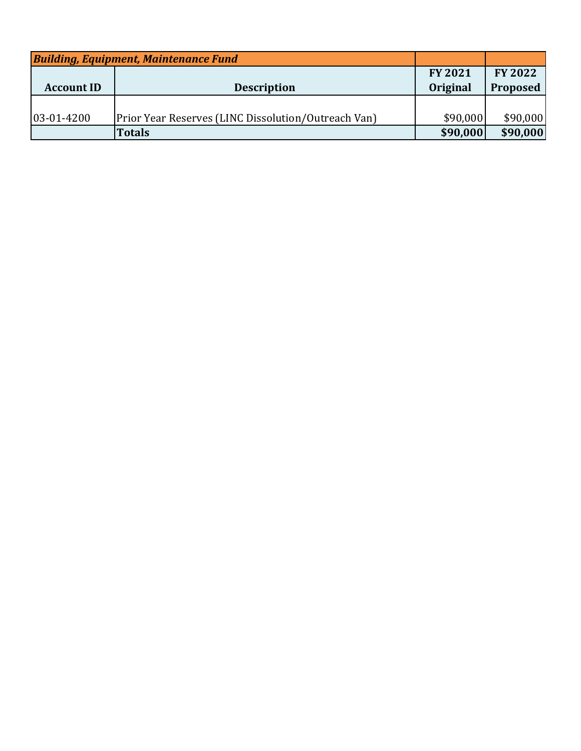| *Building, Equipment, Maintenance Fund* | | | |
|---|---|---|---|
| **Account ID** | **Description** | **FY 2021 Original** | **FY 2022 Proposed** |
| 03-01-4200 | Prior Year Reserves (LINC Dissolution/Outreach Van) | $90,000 | $90,000 |
| | **Totals** | **$90,000** | **$90,000** |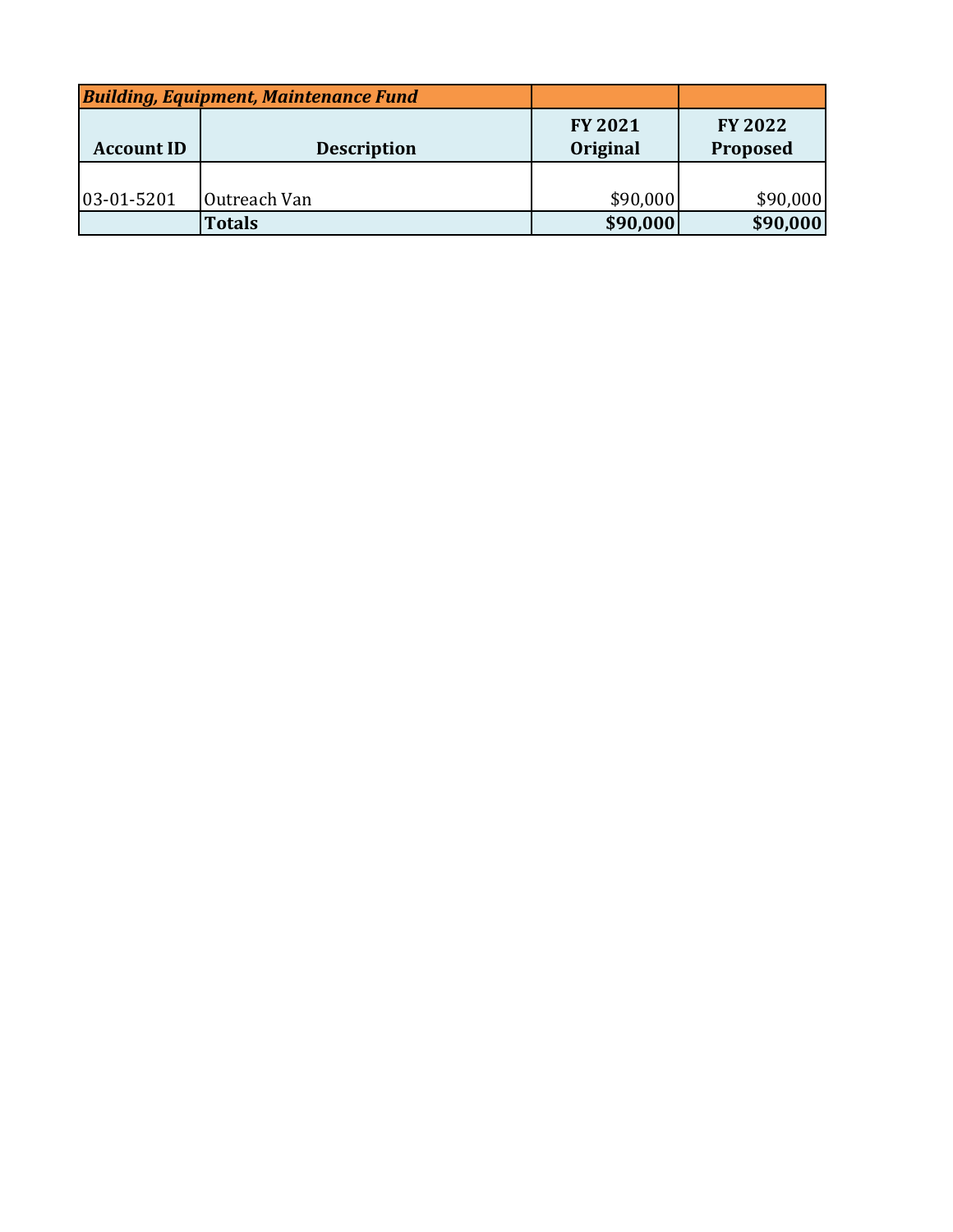| ***Building, Equipment, Maintenance Fund*** | | | |
|---|---|---|---|
| **Account ID** | **Description** | **FY 2021 Original** | **FY 2022 Proposed** |
| 03-01-5201 | Outreach Van | $90,000 | $90,000 |
| | **Totals** | **$90,000** | **$90,000** |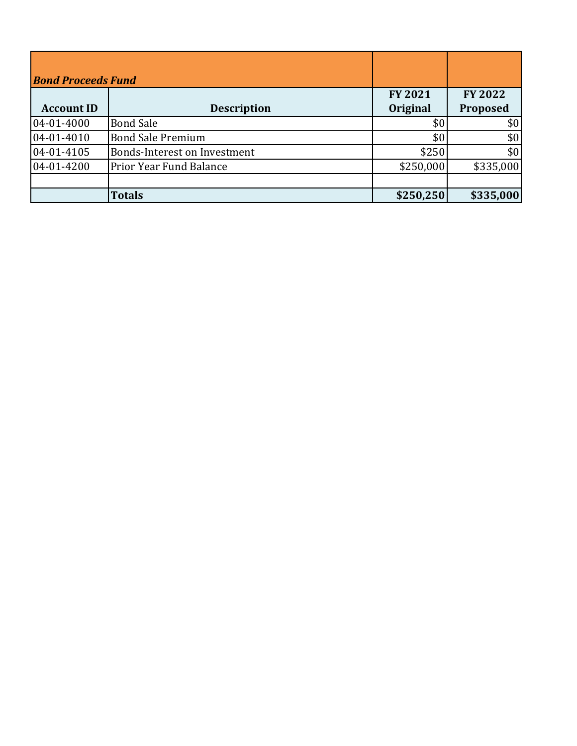| ***Bond Proceeds Fund*** | | | |
|---|---|---|---|
| **Account ID** | **Description** | **FY 2021 Original** | **FY 2022 Proposed** |
| 04-01-4000 | Bond Sale | $0 | $0 |
| 04-01-4010 | Bond Sale Premium | $0 | $0 |
| 04-01-4105 | Bonds-Interest on Investment | $250 | $0 |
| 04-01-4200 | Prior Year Fund Balance | $250,000 | $335,000 |
| | | | |
| | **Totals** | **$250,250** | **$335,000** |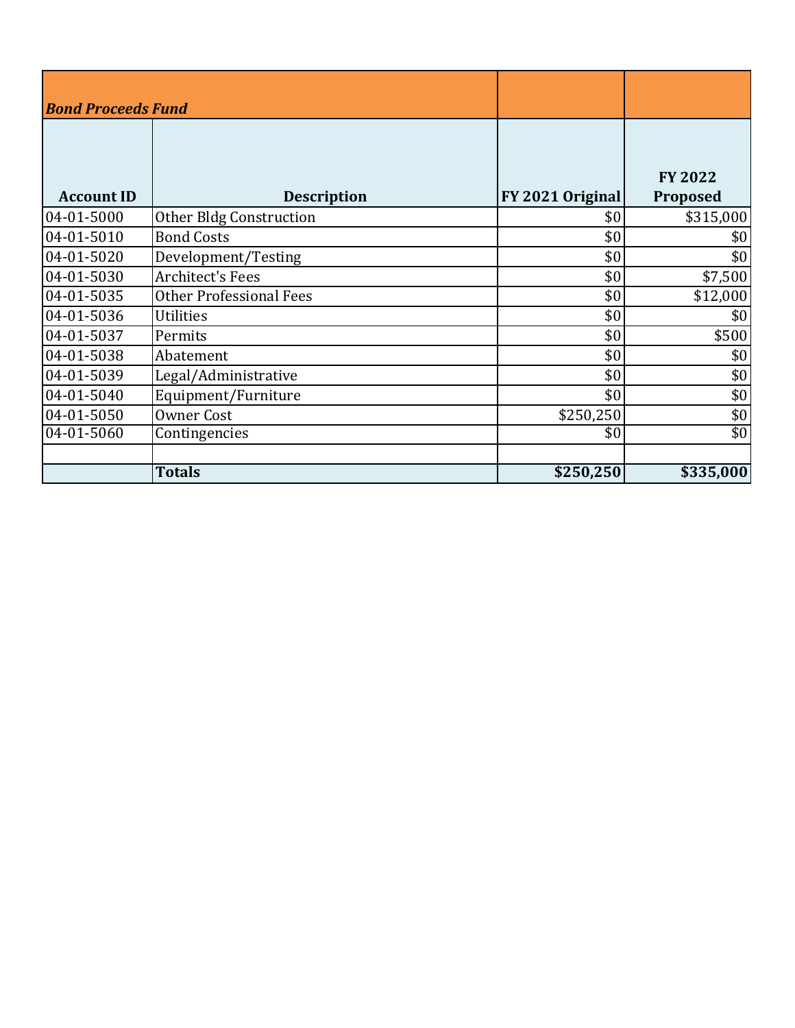| *Bond Proceeds Fund* | | | |
|---|---|---|---|
| **Account ID** | **Description** | **FY 2021 Original** | **FY 2022 Proposed** |
| 04-01-5000 | Other Bldg Construction | $0 | $315,000 |
| 04-01-5010 | Bond Costs | $0 | $0 |
| 04-01-5020 | Development/Testing | $0 | $0 |
| 04-01-5030 | Architect's Fees | $0 | $7,500 |
| 04-01-5035 | Other Professional Fees | $0 | $12,000 |
| 04-01-5036 | Utilities | $0 | $0 |
| 04-01-5037 | Permits | $0 | $500 |
| 04-01-5038 | Abatement | $0 | $0 |
| 04-01-5039 | Legal/Administrative | $0 | $0 |
| 04-01-5040 | Equipment/Furniture | $0 | $0 |
| 04-01-5050 | Owner Cost | $250,250 | $0 |
| 04-01-5060 | Contingencies | $0 | $0 |
| | | | |
| | **Totals** | **$250,250** | **$335,000** |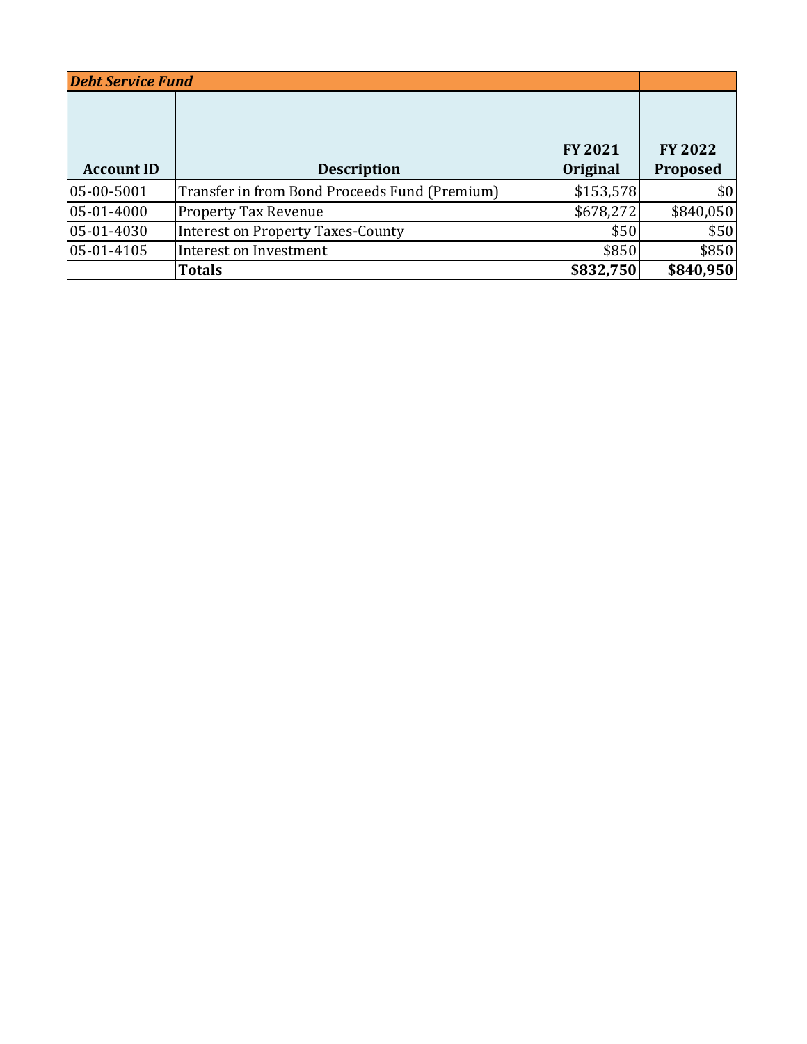| *Debt Service Fund* | | | |
|---|---|---|---|
| **Account ID** | **Description** | **FY 2021 Original** | **FY 2022 Proposed** |
| 05-00-5001 | Transfer in from Bond Proceeds Fund (Premium) | $153,578 | $0 |
| 05-01-4000 | Property Tax Revenue | $678,272 | $840,050 |
| 05-01-4030 | Interest on Property Taxes-County | $50 | $50 |
| 05-01-4105 | Interest on Investment | $850 | $850 |
| | **Totals** | **$832,750** | **$840,950** |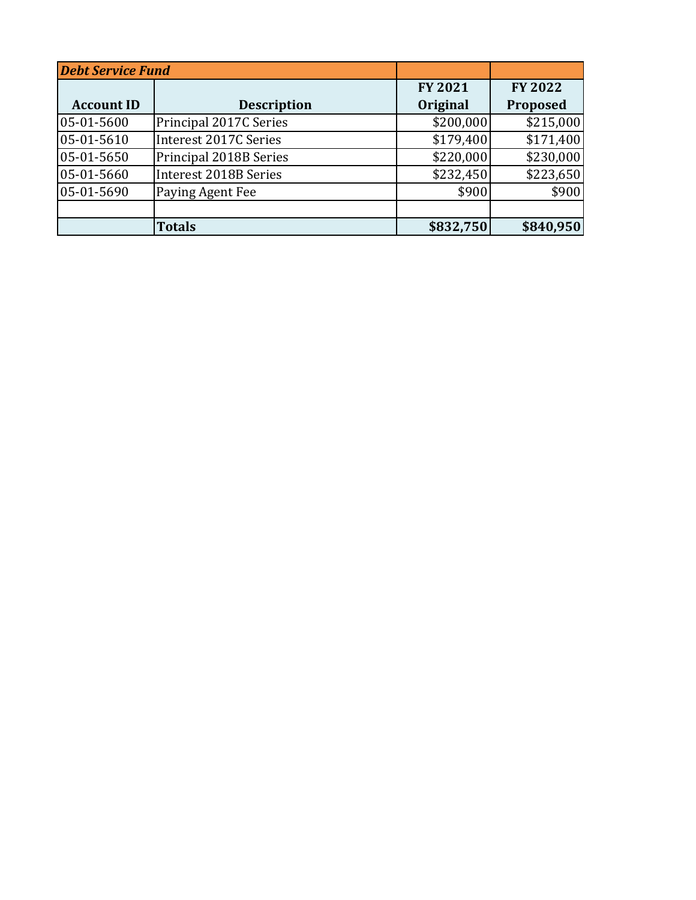| *Debt Service Fund* | | | |
|---|---|---|---|
| **Account ID** | **Description** | **FY 2021 Original** | **FY 2022 Proposed** |
| 05-01-5600 | Principal 2017C Series | $200,000 | $215,000 |
| 05-01-5610 | Interest 2017C Series | $179,400 | $171,400 |
| 05-01-5650 | Principal 2018B Series | $220,000 | $230,000 |
| 05-01-5660 | Interest 2018B Series | $232,450 | $223,650 |
| 05-01-5690 | Paying Agent Fee | $900 | $900 |
| | | | |
| | **Totals** | **$832,750** | **$840,950** |